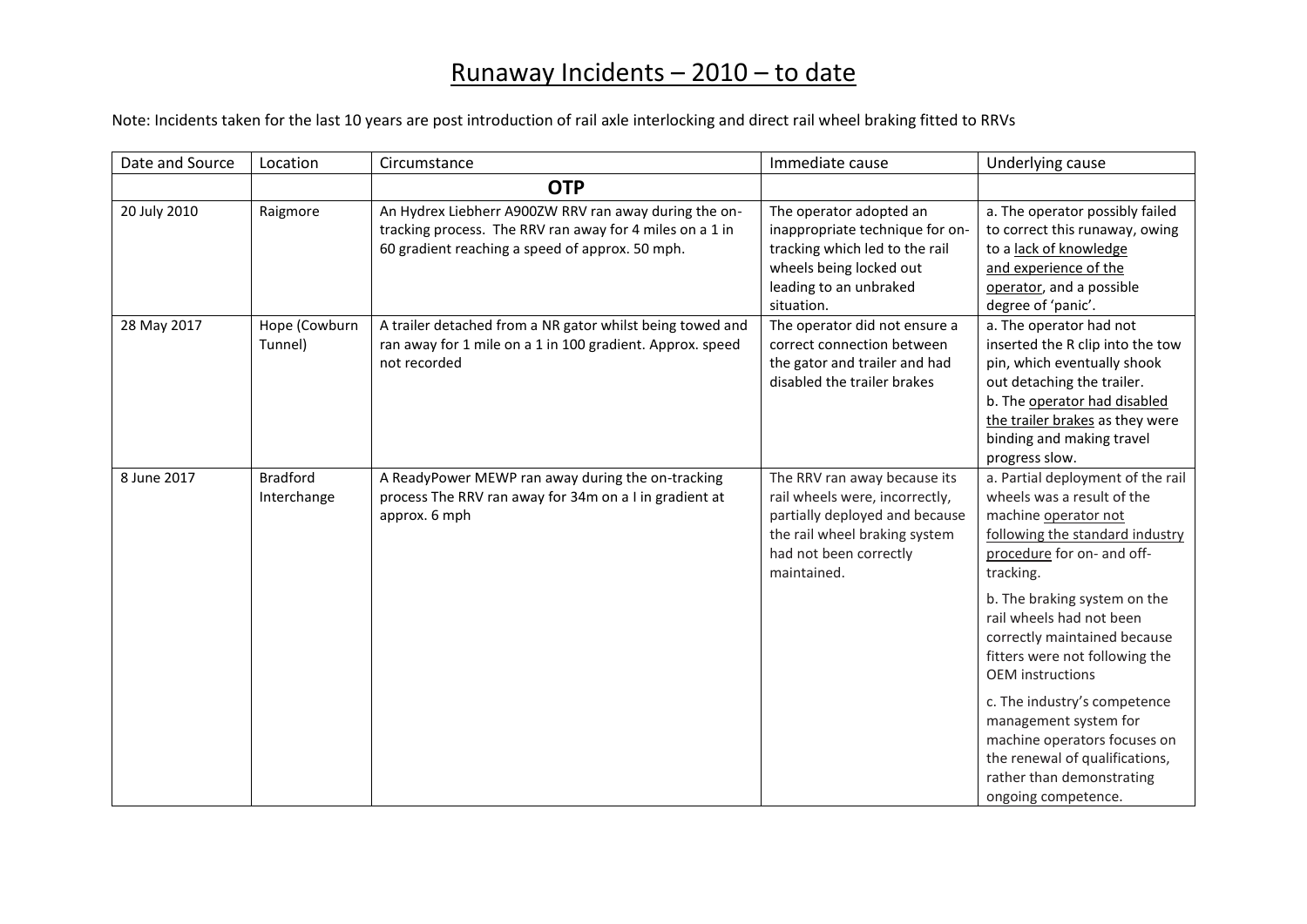# Runaway Incidents – 2010 – to date

Note: Incidents taken for the last 10 years are post introduction of rail axle interlocking and direct rail wheel braking fitted to RRVs

| Date and Source | Location | Circumstance | Immediate cause | Underlying cause |
|---|---|---|---|---|
| | | **OTP** | | |
| 20 July 2010 | Raigmore | An Hydrex Liebherr A900ZW RRV ran away during the on-tracking process. The RRV ran away for 4 miles on a 1 in 60 gradient reaching a speed of approx. 50 mph. | The operator adopted an inappropriate technique for on-tracking which led to the rail wheels being locked out leading to an unbraked situation. | a. The operator possibly failed to correct this runaway, owing to a lack of knowledge and experience of the operator, and a possible degree of 'panic'. |
| 28 May 2017 | Hope (Cowburn Tunnel) | A trailer detached from a NR gator whilst being towed and ran away for 1 mile on a 1 in 100 gradient. Approx. speed not recorded | The operator did not ensure a correct connection between the gator and trailer and had disabled the trailer brakes | a. The operator had not inserted the R clip into the tow pin, which eventually shook out detaching the trailer.<br>b. The operator had disabled the trailer brakes as they were binding and making travel progress slow. |
| 8 June 2017 | Bradford Interchange | A ReadyPower MEWP ran away during the on-tracking process The RRV ran away for 34m on a I in gradient at approx. 6 mph | The RRV ran away because its rail wheels were, incorrectly, partially deployed and because the rail wheel braking system had not been correctly maintained. | a. Partial deployment of the rail wheels was a result of the machine operator not following the standard industry procedure for on- and off-tracking.<br>b. The braking system on the rail wheels had not been correctly maintained because fitters were not following the OEM instructions<br>c. The industry's competence management system for machine operators focuses on the renewal of qualifications, rather than demonstrating ongoing competence. |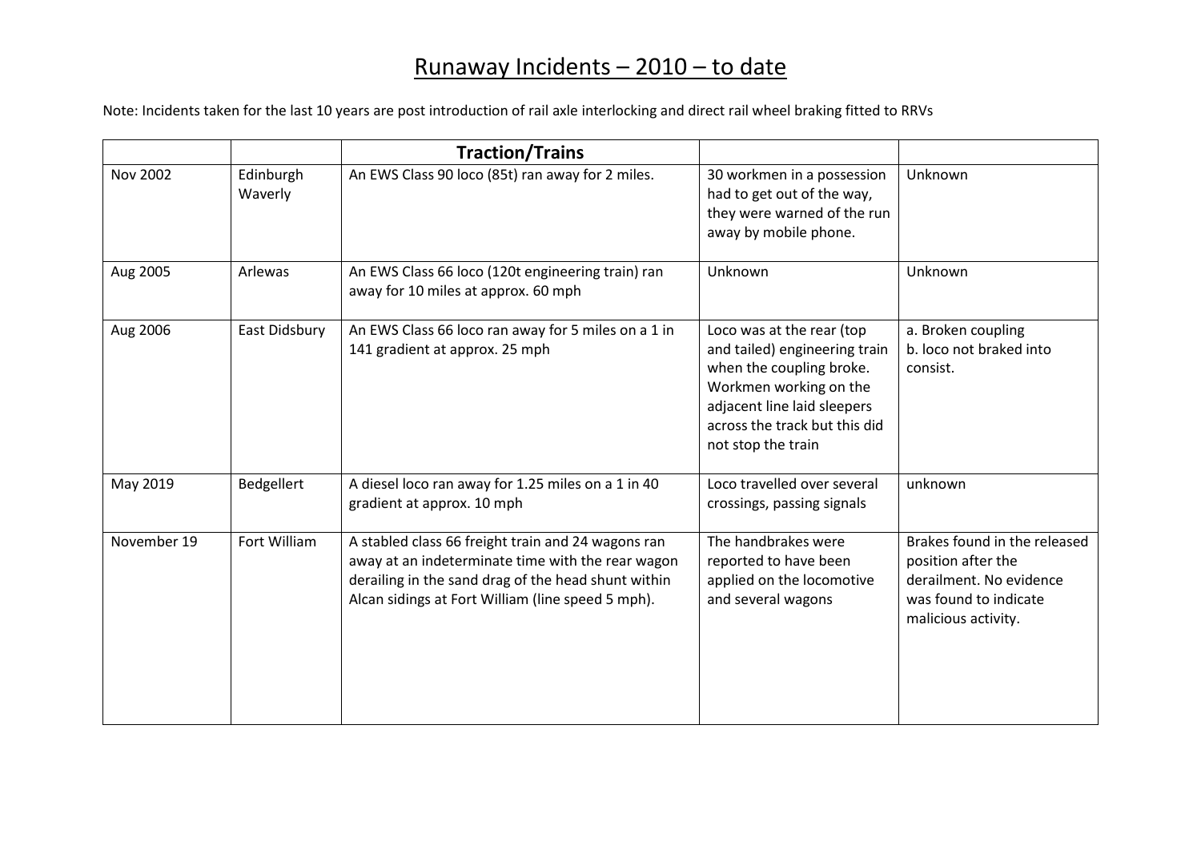# Runaway Incidents – 2010 – to date

Note: Incidents taken for the last 10 years are post introduction of rail axle interlocking and direct rail wheel braking fitted to RRVs

| | | **Traction/Trains** | | |
|---|---|---|---|---|
| Nov 2002 | Edinburgh Waverly | An EWS Class 90 loco (85t) ran away for 2 miles. | 30 workmen in a possession had to get out of the way, they were warned of the run away by mobile phone. | Unknown |
| Aug 2005 | Arlewas | An EWS Class 66 loco (120t engineering train) ran away for 10 miles at approx. 60 mph | Unknown | Unknown |
| Aug 2006 | East Didsbury | An EWS Class 66 loco ran away for 5 miles on a 1 in 141 gradient at approx. 25 mph | Loco was at the rear (top and tailed) engineering train when the coupling broke. Workmen working on the adjacent line laid sleepers across the track but this did not stop the train | a. Broken coupling<br>b. loco not braked into consist. |
| May 2019 | Bedgellert | A diesel loco ran away for 1.25 miles on a 1 in 40 gradient at approx. 10 mph | Loco travelled over several crossings, passing signals | unknown |
| November 19 | Fort William | A stabled class 66 freight train and 24 wagons ran away at an indeterminate time with the rear wagon derailing in the sand drag of the head shunt within Alcan sidings at Fort William (line speed 5 mph). | The handbrakes were reported to have been applied on the locomotive and several wagons | Brakes found in the released position after the derailment. No evidence was found to indicate malicious activity. |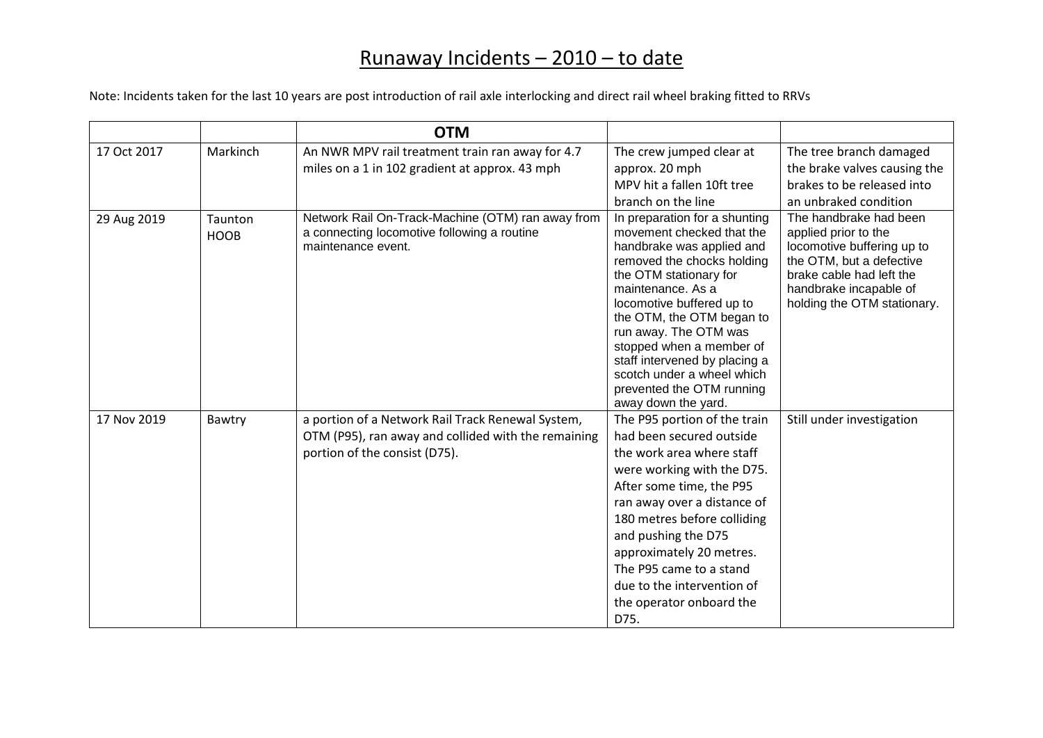# Runaway Incidents – 2010 – to date

Note: Incidents taken for the last 10 years are post introduction of rail axle interlocking and direct rail wheel braking fitted to RRVs

| | | **OTM** | | |
|---|---|---|---|---|
| 17 Oct 2017 | Markinch | An NWR MPV rail treatment train ran away for 4.7 miles on a 1 in 102 gradient at approx. 43 mph | The crew jumped clear at approx. 20 mph MPV hit a fallen 10ft tree branch on the line | The tree branch damaged the brake valves causing the brakes to be released into an unbraked condition |
| 29 Aug 2019 | Taunton HOOB | Network Rail On-Track-Machine (OTM) ran away from a connecting locomotive following a routine maintenance event. | In preparation for a shunting movement checked that the handbrake was applied and removed the chocks holding the OTM stationary for maintenance. As a locomotive buffered up to the OTM, the OTM began to run away. The OTM was stopped when a member of staff intervened by placing a scotch under a wheel which prevented the OTM running away down the yard. | The handbrake had been applied prior to the locomotive buffering up to the OTM, but a defective brake cable had left the handbrake incapable of holding the OTM stationary. |
| 17 Nov 2019 | Bawtry | a portion of a Network Rail Track Renewal System, OTM (P95), ran away and collided with the remaining portion of the consist (D75). | The P95 portion of the train had been secured outside the work area where staff were working with the D75. After some time, the P95 ran away over a distance of 180 metres before colliding and pushing the D75 approximately 20 metres. The P95 came to a stand due to the intervention of the operator onboard the D75. | Still under investigation |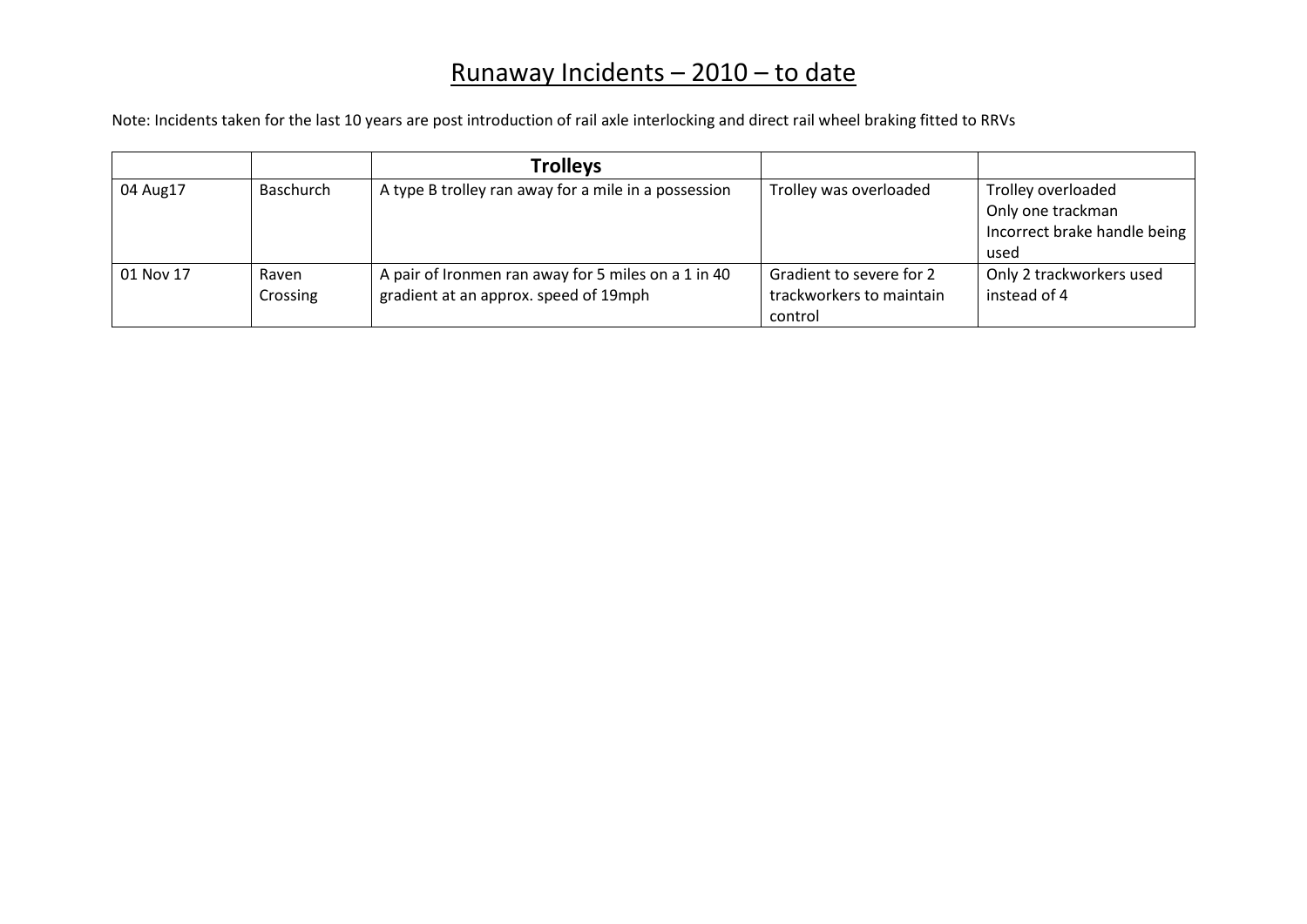# Runaway Incidents – 2010 – to date

Note: Incidents taken for the last 10 years are post introduction of rail axle interlocking and direct rail wheel braking fitted to RRVs

| | | **Trolleys** | | |
|---|---|---|---|---|
| 04 Aug17 | Baschurch | A type B trolley ran away for a mile in a possession | Trolley was overloaded | Trolley overloaded<br>Only one trackman<br>Incorrect brake handle being used |
| 01 Nov 17 | Raven Crossing | A pair of Ironmen ran away for 5 miles on a 1 in 40 gradient at an approx. speed of 19mph | Gradient to severe for 2 trackworkers to maintain control | Only 2 trackworkers used instead of 4 |